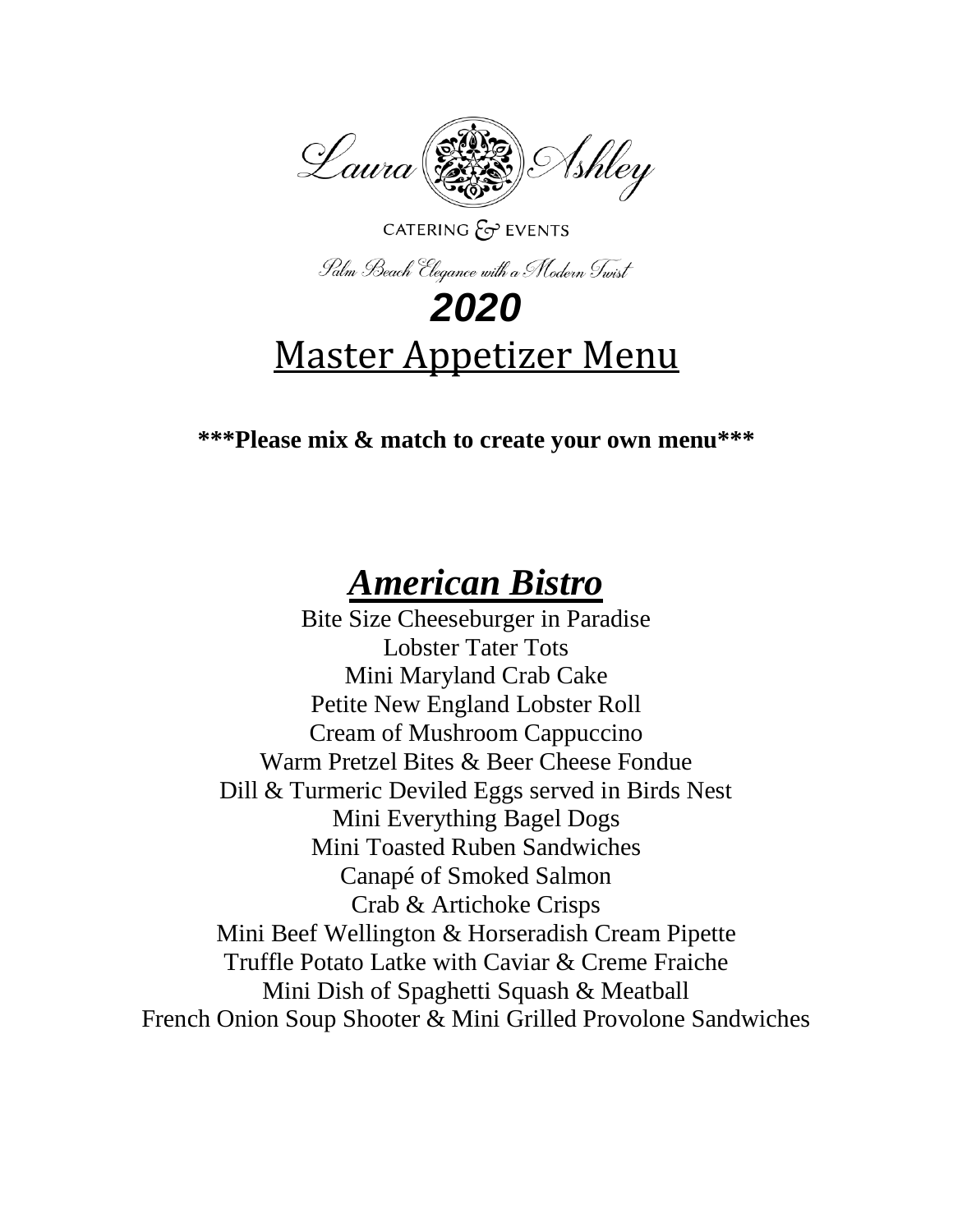Laura Ashley

CATERING & EVENTS

*Palm Beach Elegance with a Modern Twist*

# *2020*

# Master Appetizer Menu

**\*\*\*Please mix & match to create your own menu\*\*\***

## ***American Bistro***

Bite Size Cheeseburger in Paradise
Lobster Tater Tots
Mini Maryland Crab Cake
Petite New England Lobster Roll
Cream of Mushroom Cappuccino
Warm Pretzel Bites & Beer Cheese Fondue
Dill & Turmeric Deviled Eggs served in Birds Nest
Mini Everything Bagel Dogs
Mini Toasted Ruben Sandwiches
Canapé of Smoked Salmon
Crab & Artichoke Crisps
Mini Beef Wellington & Horseradish Cream Pipette
Truffle Potato Latke with Caviar & Creme Fraiche
Mini Dish of Spaghetti Squash & Meatball
French Onion Soup Shooter & Mini Grilled Provolone Sandwiches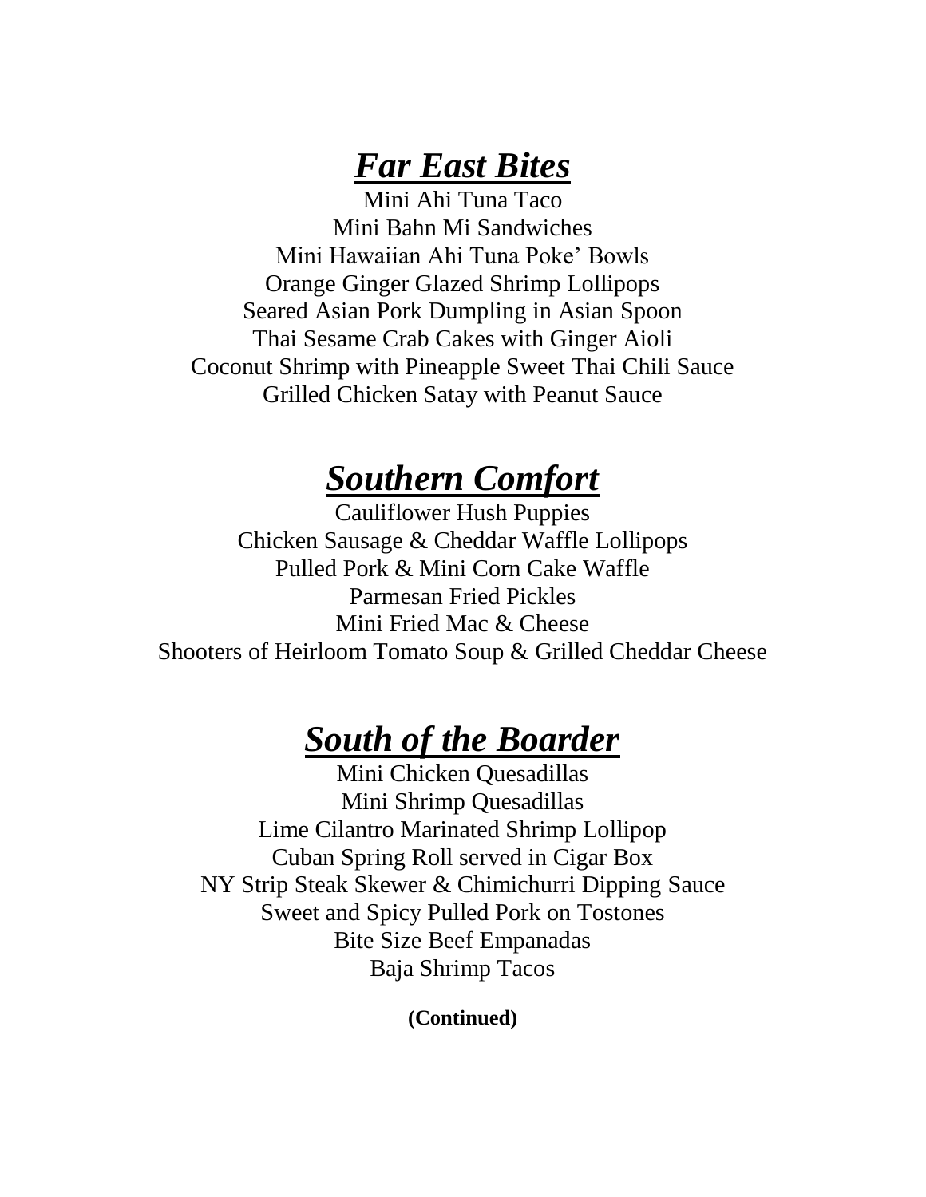## ***Far East Bites***

Mini Ahi Tuna Taco
Mini Bahn Mi Sandwiches
Mini Hawaiian Ahi Tuna Poke' Bowls
Orange Ginger Glazed Shrimp Lollipops
Seared Asian Pork Dumpling in Asian Spoon
Thai Sesame Crab Cakes with Ginger Aioli
Coconut Shrimp with Pineapple Sweet Thai Chili Sauce
Grilled Chicken Satay with Peanut Sauce

## ***Southern Comfort***

Cauliflower Hush Puppies
Chicken Sausage & Cheddar Waffle Lollipops
Pulled Pork & Mini Corn Cake Waffle
Parmesan Fried Pickles
Mini Fried Mac & Cheese
Shooters of Heirloom Tomato Soup & Grilled Cheddar Cheese

## ***South of the Boarder***

Mini Chicken Quesadillas
Mini Shrimp Quesadillas
Lime Cilantro Marinated Shrimp Lollipop
Cuban Spring Roll served in Cigar Box
NY Strip Steak Skewer & Chimichurri Dipping Sauce
Sweet and Spicy Pulled Pork on Tostones
Bite Size Beef Empanadas
Baja Shrimp Tacos

**(Continued)**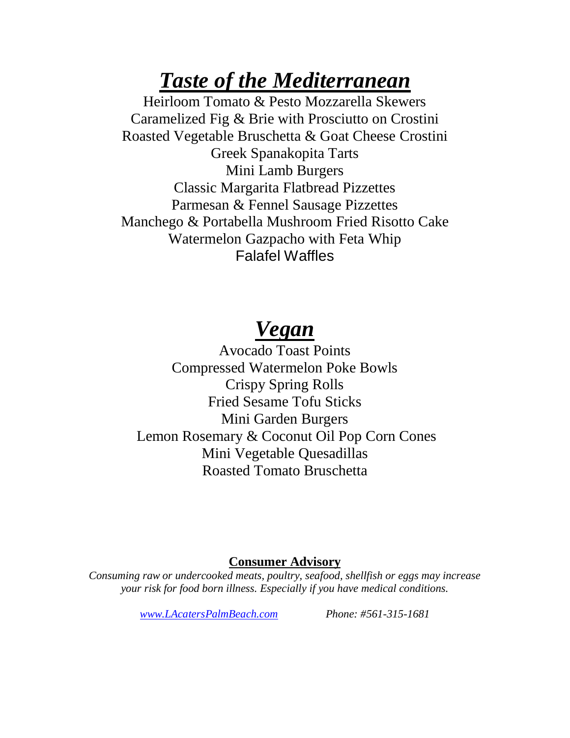# ***Taste of the Mediterranean***

Heirloom Tomato & Pesto Mozzarella Skewers
Caramelized Fig & Brie with Prosciutto on Crostini
Roasted Vegetable Bruschetta & Goat Cheese Crostini
Greek Spanakopita Tarts
Mini Lamb Burgers
Classic Margarita Flatbread Pizzettes
Parmesan & Fennel Sausage Pizzettes
Manchego & Portabella Mushroom Fried Risotto Cake
Watermelon Gazpacho with Feta Whip
Falafel Waffles

# ***Vegan***

Avocado Toast Points
Compressed Watermelon Poke Bowls
Crispy Spring Rolls
Fried Sesame Tofu Sticks
Mini Garden Burgers
Lemon Rosemary & Coconut Oil Pop Corn Cones
Mini Vegetable Quesadillas
Roasted Tomato Bruschetta

**Consumer Advisory**

*Consuming raw or undercooked meats, poultry, seafood, shellfish or eggs may increase your risk for food born illness. Especially if you have medical conditions.*

*www.LAcatersPalmBeach.com* *Phone: #561-315-1681*